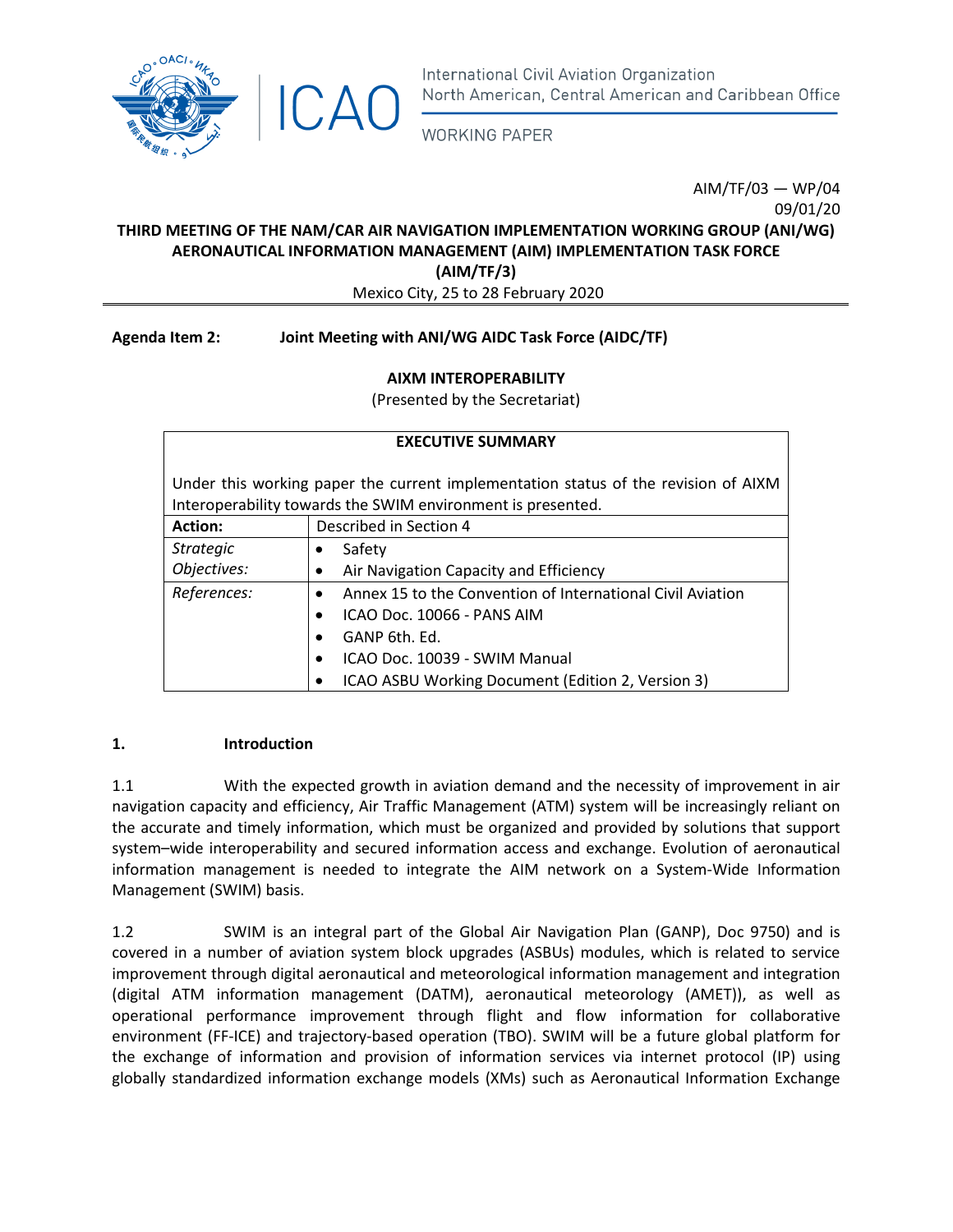International Civil Aviation Organization
North American, Central American and Caribbean Office

WORKING PAPER

AIM/TF/03 — WP/04
09/01/20

**THIRD MEETING OF THE NAM/CAR AIR NAVIGATION IMPLEMENTATION WORKING GROUP (ANI/WG) AERONAUTICAL INFORMATION MANAGEMENT (AIM) IMPLEMENTATION TASK FORCE (AIM/TF/3)**

Mexico City, 25 to 28 February 2020

**Agenda Item 2: Joint Meeting with ANI/WG AIDC Task Force (AIDC/TF)**

**AIXM INTEROPERABILITY**

(Presented by the Secretariat)

| **EXECUTIVE SUMMARY** | |
|---|---|
| Under this working paper the current implementation status of the revision of AIXM Interoperability towards the SWIM environment is presented. | |
| **Action:** | Described in Section 4 |
| *Strategic Objectives:* | • Safety<br>• Air Navigation Capacity and Efficiency |
| *References:* | • Annex 15 to the Convention of International Civil Aviation<br>• ICAO Doc. 10066 - PANS AIM<br>• GANP 6th. Ed.<br>• ICAO Doc. 10039 - SWIM Manual<br>• ICAO ASBU Working Document (Edition 2, Version 3) |

## 1. Introduction

1.1 With the expected growth in aviation demand and the necessity of improvement in air navigation capacity and efficiency, Air Traffic Management (ATM) system will be increasingly reliant on the accurate and timely information, which must be organized and provided by solutions that support system–wide interoperability and secured information access and exchange. Evolution of aeronautical information management is needed to integrate the AIM network on a System-Wide Information Management (SWIM) basis.

1.2 SWIM is an integral part of the Global Air Navigation Plan (GANP), Doc 9750) and is covered in a number of aviation system block upgrades (ASBUs) modules, which is related to service improvement through digital aeronautical and meteorological information management and integration (digital ATM information management (DATM), aeronautical meteorology (AMET)), as well as operational performance improvement through flight and flow information for collaborative environment (FF-ICE) and trajectory-based operation (TBO). SWIM will be a future global platform for the exchange of information and provision of information services via internet protocol (IP) using globally standardized information exchange models (XMs) such as Aeronautical Information Exchange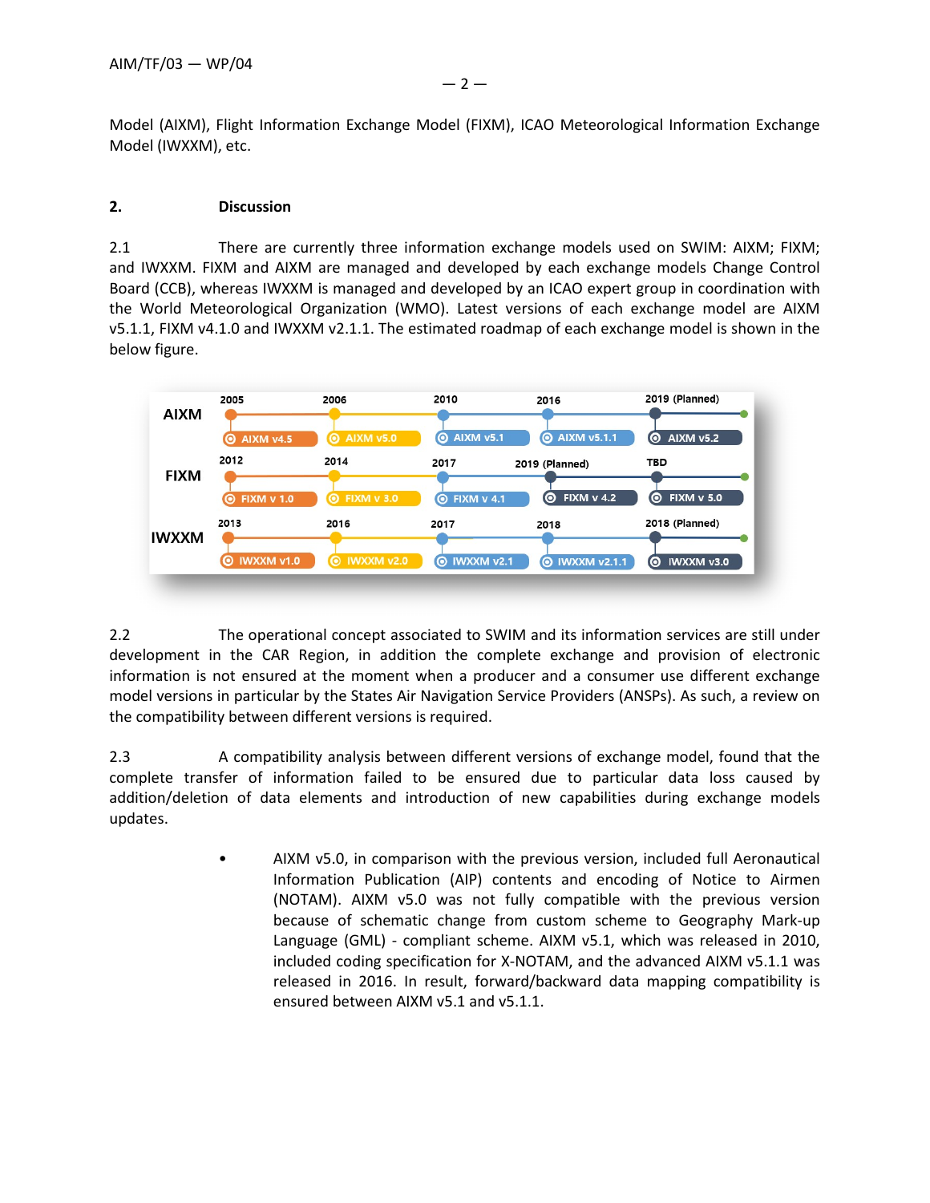Model (AIXM), Flight Information Exchange Model (FIXM), ICAO Meteorological Information Exchange Model (IWXXM), etc.

## 2. Discussion

2.1 There are currently three information exchange models used on SWIM: AIXM; FIXM; and IWXXM. FIXM and AIXM are managed and developed by each exchange models Change Control Board (CCB), whereas IWXXM is managed and developed by an ICAO expert group in coordination with the World Meteorological Organization (WMO). Latest versions of each exchange model are AIXM v5.1.1, FIXM v4.1.0 and IWXXM v2.1.1. The estimated roadmap of each exchange model is shown in the below figure.

| AIXM | 2005 | 2006 | 2010 | 2016 | 2019 (Planned) |
|---|---|---|---|---|---|
| | AIXM v4.5 | AIXM v5.0 | AIXM v5.1 | AIXM v5.1.1 | AIXM v5.2 |
| **FIXM** | 2012 | 2014 | 2017 | 2019 (Planned) | TBD |
| | FIXM v 1.0 | FIXM v 3.0 | FIXM v 4.1 | FIXM v 4.2 | FIXM v 5.0 |
| **IWXXM** | 2013 | 2016 | 2017 | 2018 | 2018 (Planned) |
| | IWXXM v1.0 | IWXXM v2.0 | IWXXM v2.1 | IWXXM v2.1.1 | IWXXM v3.0 |

2.2 The operational concept associated to SWIM and its information services are still under development in the CAR Region, in addition the complete exchange and provision of electronic information is not ensured at the moment when a producer and a consumer use different exchange model versions in particular by the States Air Navigation Service Providers (ANSPs). As such, a review on the compatibility between different versions is required.

2.3 A compatibility analysis between different versions of exchange model, found that the complete transfer of information failed to be ensured due to particular data loss caused by addition/deletion of data elements and introduction of new capabilities during exchange models updates.

- AIXM v5.0, in comparison with the previous version, included full Aeronautical Information Publication (AIP) contents and encoding of Notice to Airmen (NOTAM). AIXM v5.0 was not fully compatible with the previous version because of schematic change from custom scheme to Geography Mark-up Language (GML) - compliant scheme. AIXM v5.1, which was released in 2010, included coding specification for X-NOTAM, and the advanced AIXM v5.1.1 was released in 2016. In result, forward/backward data mapping compatibility is ensured between AIXM v5.1 and v5.1.1.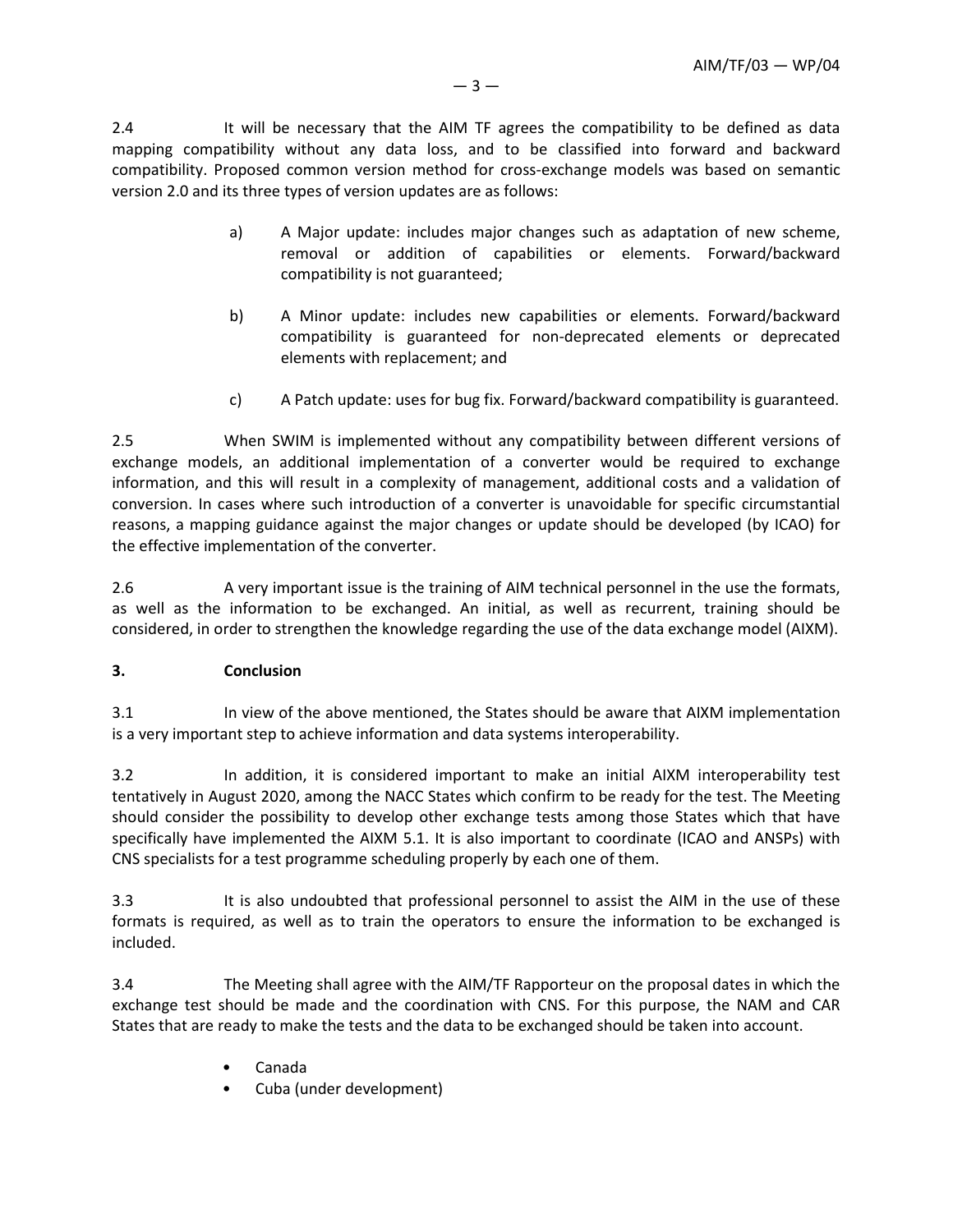2.4 It will be necessary that the AIM TF agrees the compatibility to be defined as data mapping compatibility without any data loss, and to be classified into forward and backward compatibility. Proposed common version method for cross-exchange models was based on semantic version 2.0 and its three types of version updates are as follows:

a) A Major update: includes major changes such as adaptation of new scheme, removal or addition of capabilities or elements. Forward/backward compatibility is not guaranteed;

b) A Minor update: includes new capabilities or elements. Forward/backward compatibility is guaranteed for non-deprecated elements or deprecated elements with replacement; and

c) A Patch update: uses for bug fix. Forward/backward compatibility is guaranteed.

2.5 When SWIM is implemented without any compatibility between different versions of exchange models, an additional implementation of a converter would be required to exchange information, and this will result in a complexity of management, additional costs and a validation of conversion. In cases where such introduction of a converter is unavoidable for specific circumstantial reasons, a mapping guidance against the major changes or update should be developed (by ICAO) for the effective implementation of the converter.

2.6 A very important issue is the training of AIM technical personnel in the use the formats, as well as the information to be exchanged. An initial, as well as recurrent, training should be considered, in order to strengthen the knowledge regarding the use of the data exchange model (AIXM).

## 3. Conclusion

3.1 In view of the above mentioned, the States should be aware that AIXM implementation is a very important step to achieve information and data systems interoperability.

3.2 In addition, it is considered important to make an initial AIXM interoperability test tentatively in August 2020, among the NACC States which confirm to be ready for the test. The Meeting should consider the possibility to develop other exchange tests among those States which that have specifically have implemented the AIXM 5.1. It is also important to coordinate (ICAO and ANSPs) with CNS specialists for a test programme scheduling properly by each one of them.

3.3 It is also undoubted that professional personnel to assist the AIM in the use of these formats is required, as well as to train the operators to ensure the information to be exchanged is included.

3.4 The Meeting shall agree with the AIM/TF Rapporteur on the proposal dates in which the exchange test should be made and the coordination with CNS. For this purpose, the NAM and CAR States that are ready to make the tests and the data to be exchanged should be taken into account.

- Canada
- Cuba (under development)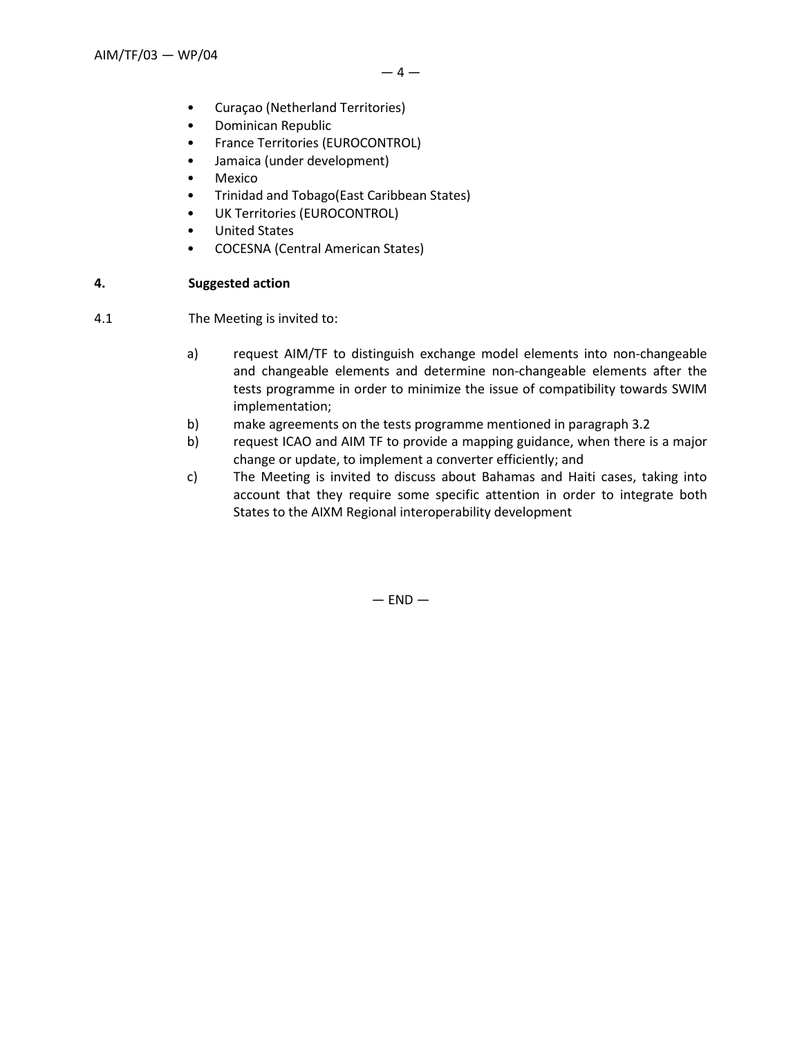- Curaçao (Netherland Territories)
- Dominican Republic
- France Territories (EUROCONTROL)
- Jamaica (under development)
- Mexico
- Trinidad and Tobago(East Caribbean States)
- UK Territories (EUROCONTROL)
- United States
- COCESNA (Central American States)

## 4. Suggested action

4.1 The Meeting is invited to:

a) request AIM/TF to distinguish exchange model elements into non-changeable and changeable elements and determine non-changeable elements after the tests programme in order to minimize the issue of compatibility towards SWIM implementation;

b) make agreements on the tests programme mentioned in paragraph 3.2

b) request ICAO and AIM TF to provide a mapping guidance, when there is a major change or update, to implement a converter efficiently; and

c) The Meeting is invited to discuss about Bahamas and Haiti cases, taking into account that they require some specific attention in order to integrate both States to the AIXM Regional interoperability development

— END —